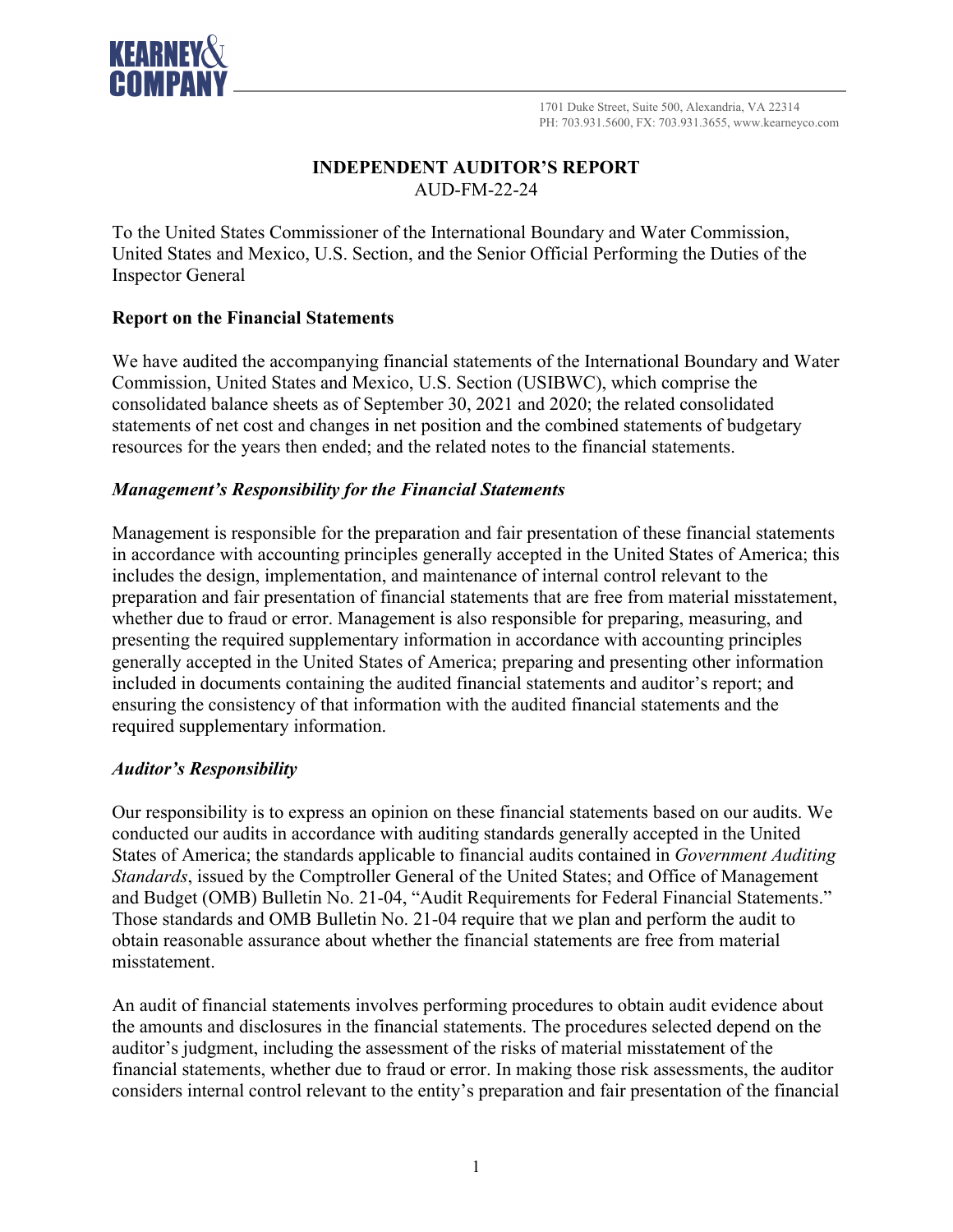KEARNEY& COMPANY

1701 Duke Street, Suite 500, Alexandria, VA 22314
PH: 703.931.5600, FX: 703.931.3655, www.kearneyco.com

# INDEPENDENT AUDITOR'S REPORT

AUD-FM-22-24

To the United States Commissioner of the International Boundary and Water Commission, United States and Mexico, U.S. Section, and the Senior Official Performing the Duties of the Inspector General

## Report on the Financial Statements

We have audited the accompanying financial statements of the International Boundary and Water Commission, United States and Mexico, U.S. Section (USIBWC), which comprise the consolidated balance sheets as of September 30, 2021 and 2020; the related consolidated statements of net cost and changes in net position and the combined statements of budgetary resources for the years then ended; and the related notes to the financial statements.

### *Management's Responsibility for the Financial Statements*

Management is responsible for the preparation and fair presentation of these financial statements in accordance with accounting principles generally accepted in the United States of America; this includes the design, implementation, and maintenance of internal control relevant to the preparation and fair presentation of financial statements that are free from material misstatement, whether due to fraud or error. Management is also responsible for preparing, measuring, and presenting the required supplementary information in accordance with accounting principles generally accepted in the United States of America; preparing and presenting other information included in documents containing the audited financial statements and auditor's report; and ensuring the consistency of that information with the audited financial statements and the required supplementary information.

### *Auditor's Responsibility*

Our responsibility is to express an opinion on these financial statements based on our audits. We conducted our audits in accordance with auditing standards generally accepted in the United States of America; the standards applicable to financial audits contained in *Government Auditing Standards*, issued by the Comptroller General of the United States; and Office of Management and Budget (OMB) Bulletin No. 21-04, "Audit Requirements for Federal Financial Statements." Those standards and OMB Bulletin No. 21-04 require that we plan and perform the audit to obtain reasonable assurance about whether the financial statements are free from material misstatement.

An audit of financial statements involves performing procedures to obtain audit evidence about the amounts and disclosures in the financial statements. The procedures selected depend on the auditor's judgment, including the assessment of the risks of material misstatement of the financial statements, whether due to fraud or error. In making those risk assessments, the auditor considers internal control relevant to the entity's preparation and fair presentation of the financial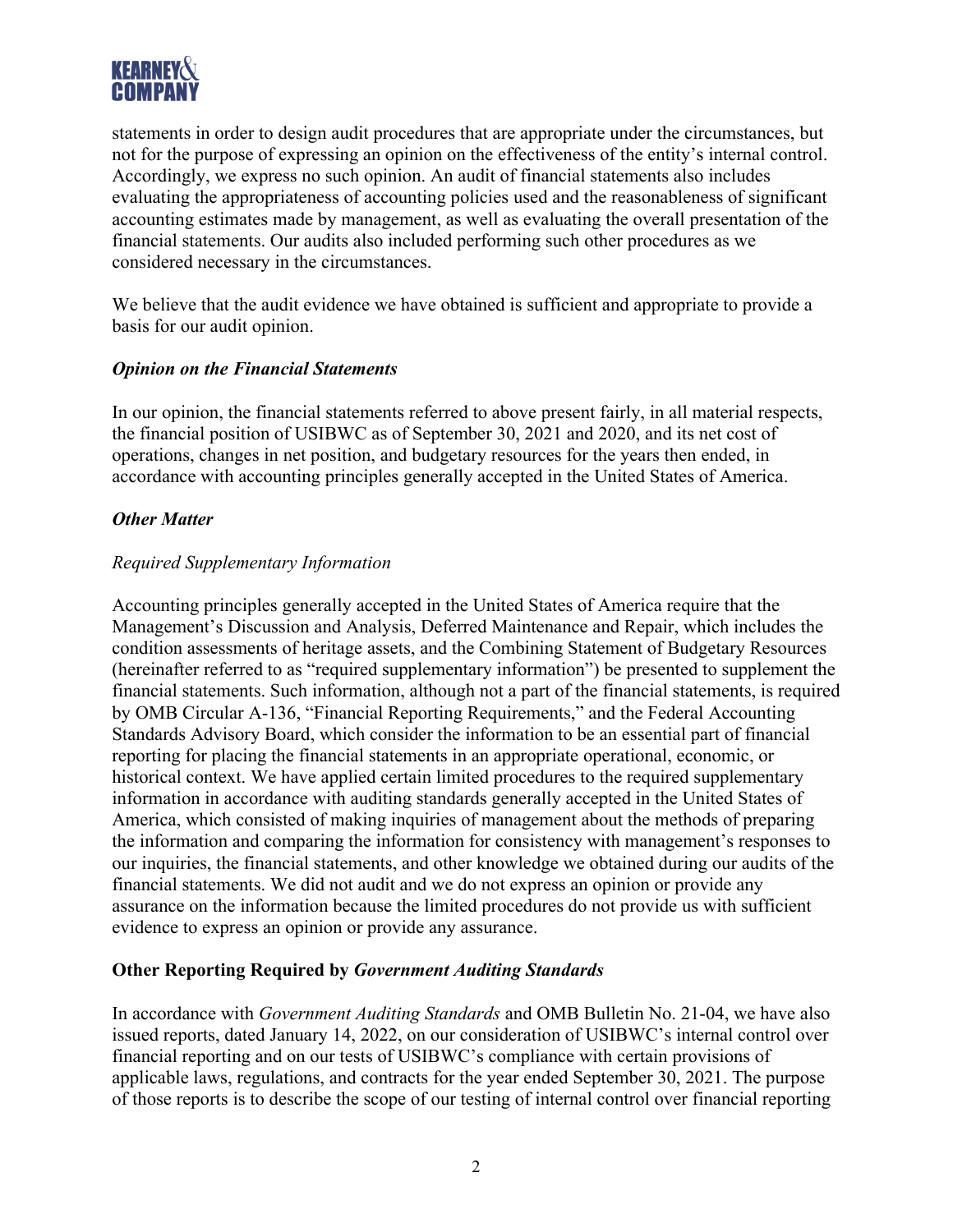statements in order to design audit procedures that are appropriate under the circumstances, but not for the purpose of expressing an opinion on the effectiveness of the entity's internal control. Accordingly, we express no such opinion. An audit of financial statements also includes evaluating the appropriateness of accounting policies used and the reasonableness of significant accounting estimates made by management, as well as evaluating the overall presentation of the financial statements. Our audits also included performing such other procedures as we considered necessary in the circumstances.

We believe that the audit evidence we have obtained is sufficient and appropriate to provide a basis for our audit opinion.

### *Opinion on the Financial Statements*

In our opinion, the financial statements referred to above present fairly, in all material respects, the financial position of USIBWC as of September 30, 2021 and 2020, and its net cost of operations, changes in net position, and budgetary resources for the years then ended, in accordance with accounting principles generally accepted in the United States of America.

### *Other Matter*

#### *Required Supplementary Information*

Accounting principles generally accepted in the United States of America require that the Management's Discussion and Analysis, Deferred Maintenance and Repair, which includes the condition assessments of heritage assets, and the Combining Statement of Budgetary Resources (hereinafter referred to as "required supplementary information") be presented to supplement the financial statements. Such information, although not a part of the financial statements, is required by OMB Circular A-136, "Financial Reporting Requirements," and the Federal Accounting Standards Advisory Board, which consider the information to be an essential part of financial reporting for placing the financial statements in an appropriate operational, economic, or historical context. We have applied certain limited procedures to the required supplementary information in accordance with auditing standards generally accepted in the United States of America, which consisted of making inquiries of management about the methods of preparing the information and comparing the information for consistency with management's responses to our inquiries, the financial statements, and other knowledge we obtained during our audits of the financial statements. We did not audit and we do not express an opinion or provide any assurance on the information because the limited procedures do not provide us with sufficient evidence to express an opinion or provide any assurance.

## Other Reporting Required by *Government Auditing Standards*

In accordance with *Government Auditing Standards* and OMB Bulletin No. 21-04, we have also issued reports, dated January 14, 2022, on our consideration of USIBWC's internal control over financial reporting and on our tests of USIBWC's compliance with certain provisions of applicable laws, regulations, and contracts for the year ended September 30, 2021. The purpose of those reports is to describe the scope of our testing of internal control over financial reporting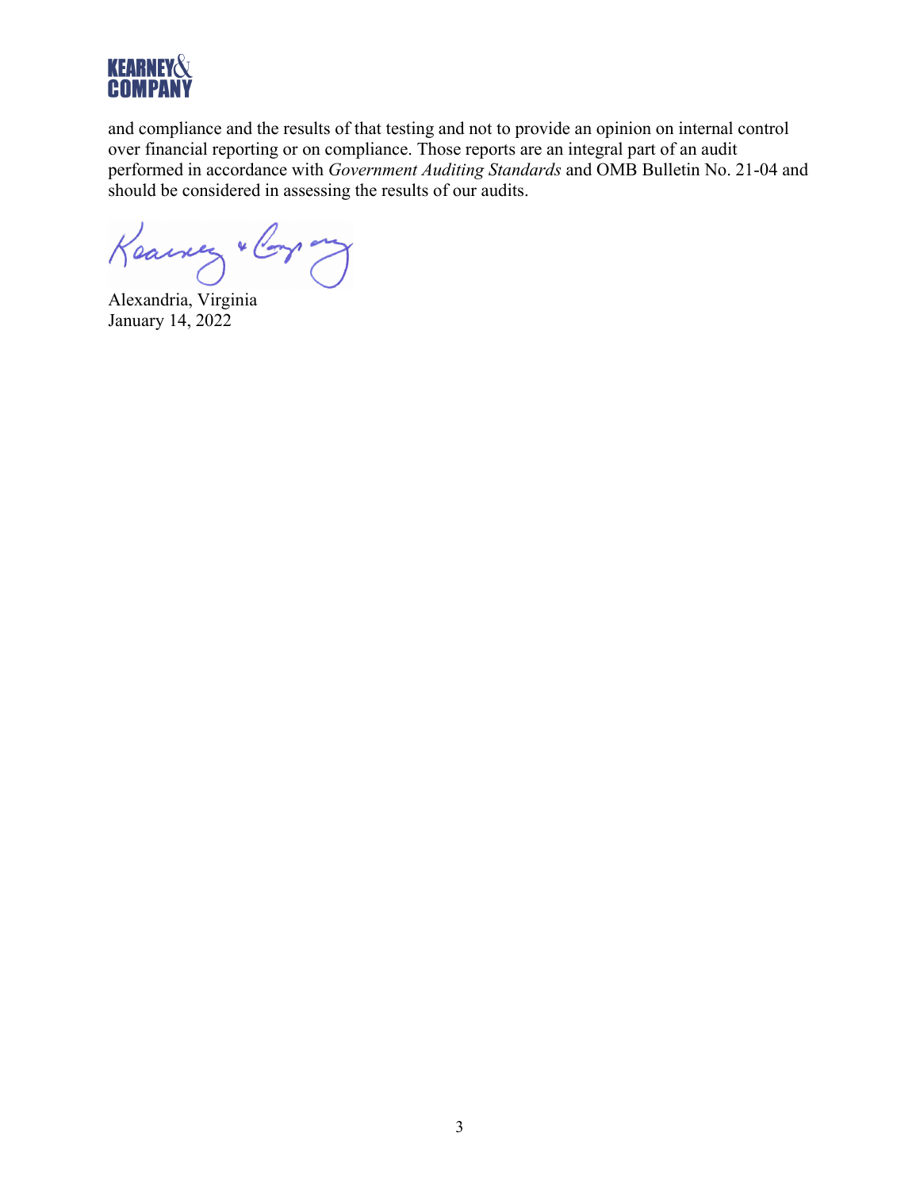and compliance and the results of that testing and not to provide an opinion on internal control over financial reporting or on compliance. Those reports are an integral part of an audit performed in accordance with *Government Auditing Standards* and OMB Bulletin No. 21-04 and should be considered in assessing the results of our audits.

Alexandria, Virginia
January 14, 2022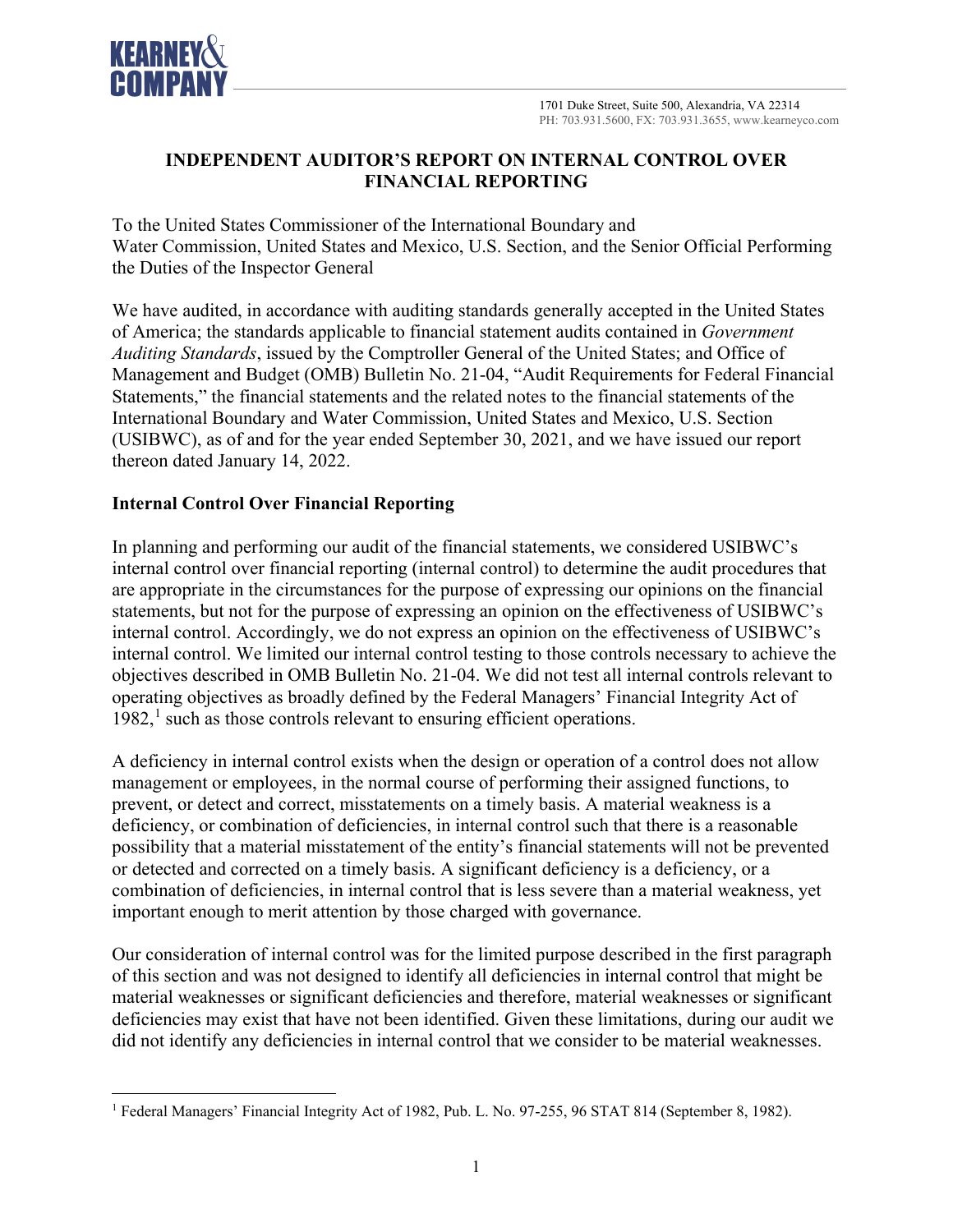# INDEPENDENT AUDITOR'S REPORT ON INTERNAL CONTROL OVER FINANCIAL REPORTING

To the United States Commissioner of the International Boundary and Water Commission, United States and Mexico, U.S. Section, and the Senior Official Performing the Duties of the Inspector General

We have audited, in accordance with auditing standards generally accepted in the United States of America; the standards applicable to financial statement audits contained in *Government Auditing Standards*, issued by the Comptroller General of the United States; and Office of Management and Budget (OMB) Bulletin No. 21-04, "Audit Requirements for Federal Financial Statements," the financial statements and the related notes to the financial statements of the International Boundary and Water Commission, United States and Mexico, U.S. Section (USIBWC), as of and for the year ended September 30, 2021, and we have issued our report thereon dated January 14, 2022.

## Internal Control Over Financial Reporting

In planning and performing our audit of the financial statements, we considered USIBWC's internal control over financial reporting (internal control) to determine the audit procedures that are appropriate in the circumstances for the purpose of expressing our opinions on the financial statements, but not for the purpose of expressing an opinion on the effectiveness of USIBWC's internal control. Accordingly, we do not express an opinion on the effectiveness of USIBWC's internal control. We limited our internal control testing to those controls necessary to achieve the objectives described in OMB Bulletin No. 21-04. We did not test all internal controls relevant to operating objectives as broadly defined by the Federal Managers' Financial Integrity Act of 1982,[1] such as those controls relevant to ensuring efficient operations.

A deficiency in internal control exists when the design or operation of a control does not allow management or employees, in the normal course of performing their assigned functions, to prevent, or detect and correct, misstatements on a timely basis. A material weakness is a deficiency, or combination of deficiencies, in internal control such that there is a reasonable possibility that a material misstatement of the entity's financial statements will not be prevented or detected and corrected on a timely basis. A significant deficiency is a deficiency, or a combination of deficiencies, in internal control that is less severe than a material weakness, yet important enough to merit attention by those charged with governance.

Our consideration of internal control was for the limited purpose described in the first paragraph of this section and was not designed to identify all deficiencies in internal control that might be material weaknesses or significant deficiencies and therefore, material weaknesses or significant deficiencies may exist that have not been identified. Given these limitations, during our audit we did not identify any deficiencies in internal control that we consider to be material weaknesses.

[1] Federal Managers' Financial Integrity Act of 1982, Pub. L. No. 97-255, 96 STAT 814 (September 8, 1982).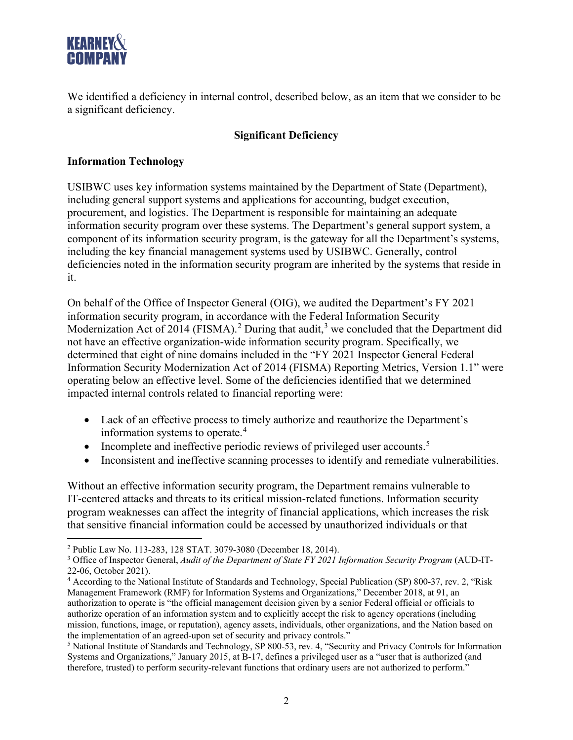We identified a deficiency in internal control, described below, as an item that we consider to be a significant deficiency.

**Significant Deficiency**

**Information Technology**

USIBWC uses key information systems maintained by the Department of State (Department), including general support systems and applications for accounting, budget execution, procurement, and logistics. The Department is responsible for maintaining an adequate information security program over these systems. The Department's general support system, a component of its information security program, is the gateway for all the Department's systems, including the key financial management systems used by USIBWC. Generally, control deficiencies noted in the information security program are inherited by the systems that reside in it.

On behalf of the Office of Inspector General (OIG), we audited the Department's FY 2021 information security program, in accordance with the Federal Information Security Modernization Act of 2014 (FISMA).[2] During that audit,[3] we concluded that the Department did not have an effective organization-wide information security program. Specifically, we determined that eight of nine domains included in the "FY 2021 Inspector General Federal Information Security Modernization Act of 2014 (FISMA) Reporting Metrics, Version 1.1" were operating below an effective level. Some of the deficiencies identified that we determined impacted internal controls related to financial reporting were:

- Lack of an effective process to timely authorize and reauthorize the Department's information systems to operate.[4]
- Incomplete and ineffective periodic reviews of privileged user accounts.[5]
- Inconsistent and ineffective scanning processes to identify and remediate vulnerabilities.

Without an effective information security program, the Department remains vulnerable to IT-centered attacks and threats to its critical mission-related functions. Information security program weaknesses can affect the integrity of financial applications, which increases the risk that sensitive financial information could be accessed by unauthorized individuals or that

---

[2] Public Law No. 113-283, 128 STAT. 3079-3080 (December 18, 2014).

[3] Office of Inspector General, *Audit of the Department of State FY 2021 Information Security Program* (AUD-IT-22-06, October 2021).

[4] According to the National Institute of Standards and Technology, Special Publication (SP) 800-37, rev. 2, "Risk Management Framework (RMF) for Information Systems and Organizations," December 2018, at 91, an authorization to operate is "the official management decision given by a senior Federal official or officials to authorize operation of an information system and to explicitly accept the risk to agency operations (including mission, functions, image, or reputation), agency assets, individuals, other organizations, and the Nation based on the implementation of an agreed-upon set of security and privacy controls."

[5] National Institute of Standards and Technology, SP 800-53, rev. 4, "Security and Privacy Controls for Information Systems and Organizations," January 2015, at B-17, defines a privileged user as a "user that is authorized (and therefore, trusted) to perform security-relevant functions that ordinary users are not authorized to perform."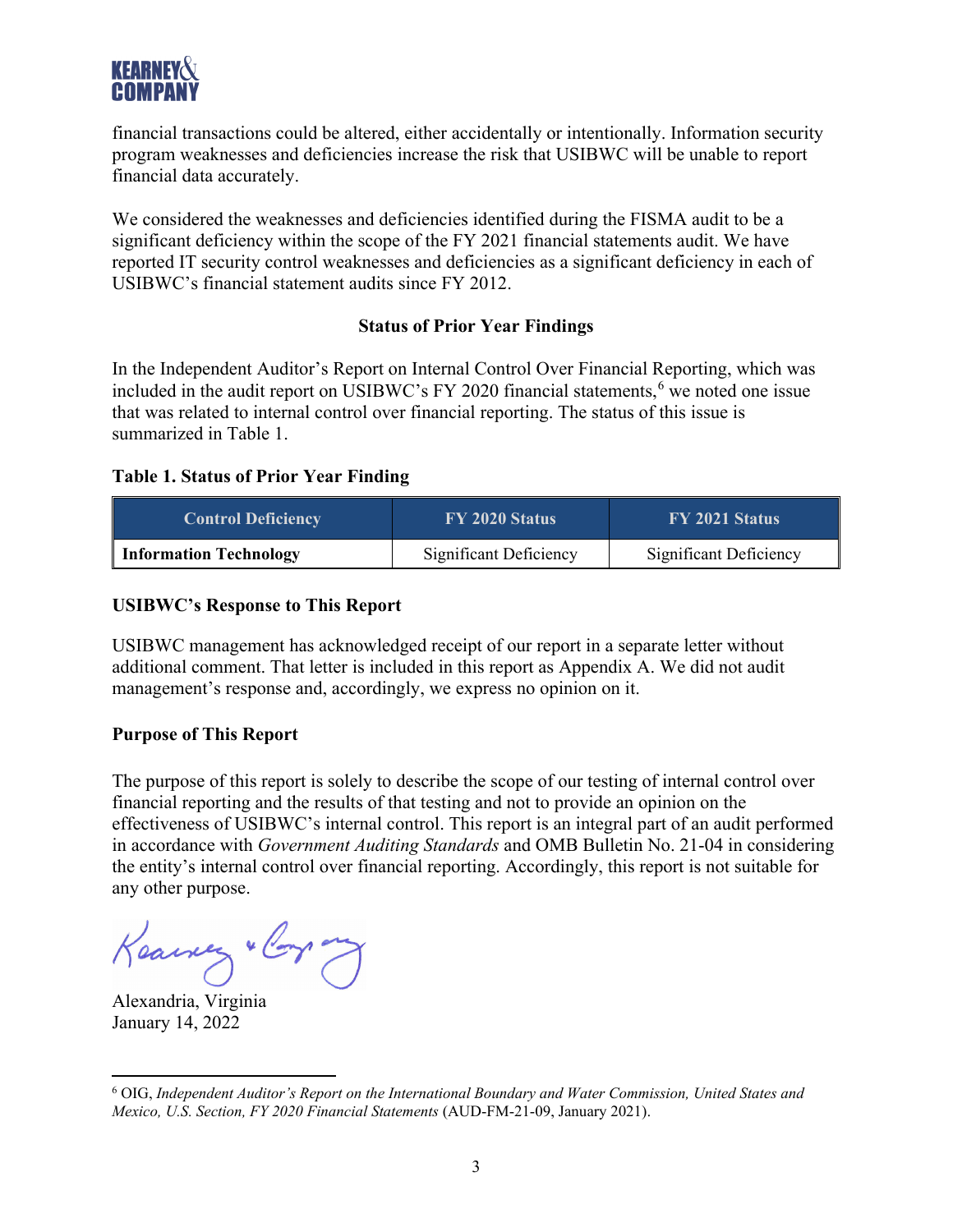financial transactions could be altered, either accidentally or intentionally. Information security program weaknesses and deficiencies increase the risk that USIBWC will be unable to report financial data accurately.

We considered the weaknesses and deficiencies identified during the FISMA audit to be a significant deficiency within the scope of the FY 2021 financial statements audit. We have reported IT security control weaknesses and deficiencies as a significant deficiency in each of USIBWC's financial statement audits since FY 2012.

### Status of Prior Year Findings

In the Independent Auditor's Report on Internal Control Over Financial Reporting, which was included in the audit report on USIBWC's FY 2020 financial statements,[6] we noted one issue that was related to internal control over financial reporting. The status of this issue is summarized in Table 1.

**Table 1. Status of Prior Year Finding**

| Control Deficiency | FY 2020 Status | FY 2021 Status |
|---|---|---|
| **Information Technology** | Significant Deficiency | Significant Deficiency |

### USIBWC's Response to This Report

USIBWC management has acknowledged receipt of our report in a separate letter without additional comment. That letter is included in this report as Appendix A. We did not audit management's response and, accordingly, we express no opinion on it.

### Purpose of This Report

The purpose of this report is solely to describe the scope of our testing of internal control over financial reporting and the results of that testing and not to provide an opinion on the effectiveness of USIBWC's internal control. This report is an integral part of an audit performed in accordance with *Government Auditing Standards* and OMB Bulletin No. 21-04 in considering the entity's internal control over financial reporting. Accordingly, this report is not suitable for any other purpose.

Kearney & Company

Alexandria, Virginia
January 14, 2022

[6] OIG, *Independent Auditor's Report on the International Boundary and Water Commission, United States and Mexico, U.S. Section, FY 2020 Financial Statements* (AUD-FM-21-09, January 2021).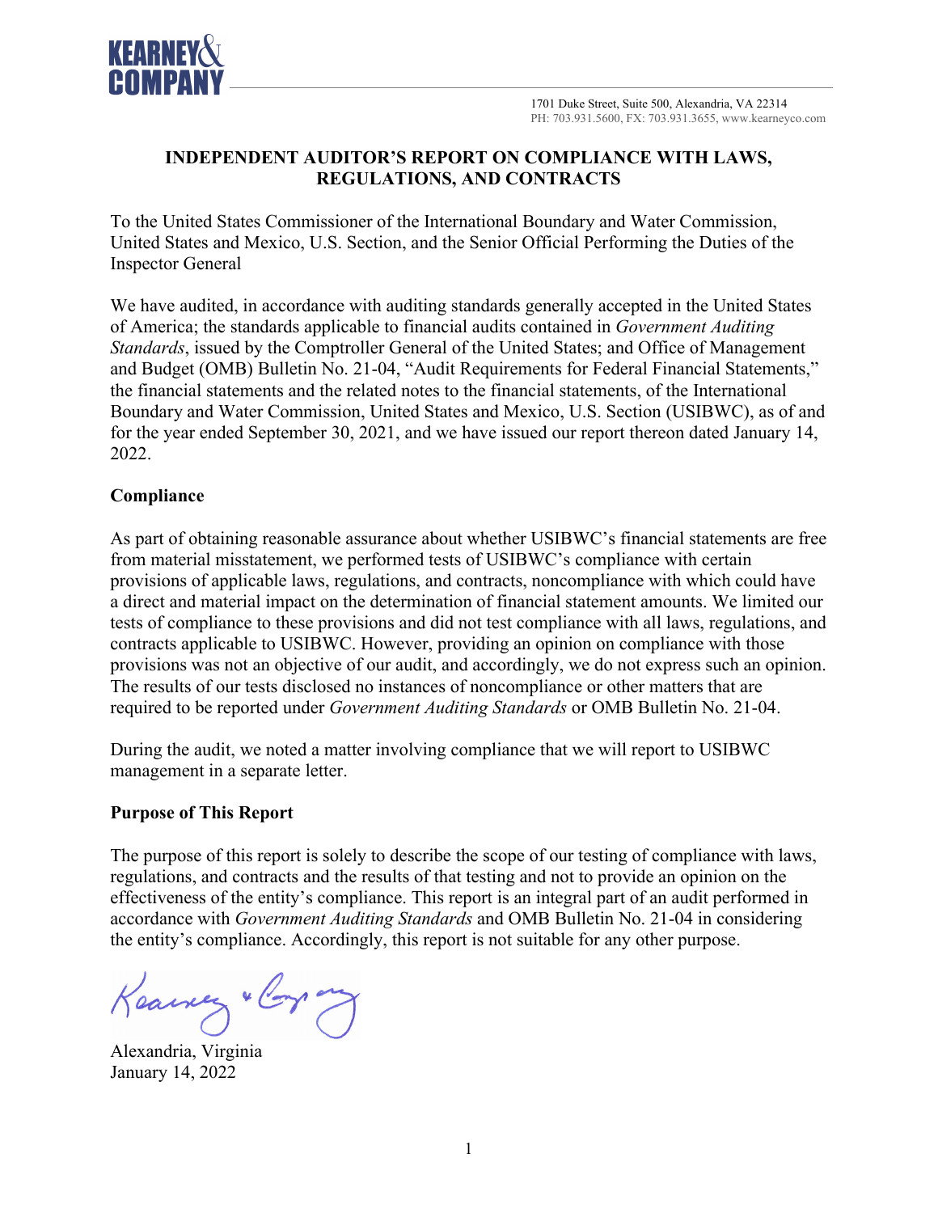KEARNEY& COMPANY

1701 Duke Street, Suite 500, Alexandria, VA 22314
PH: 703.931.5600, FX: 703.931.3655, www.kearneyco.com

# INDEPENDENT AUDITOR'S REPORT ON COMPLIANCE WITH LAWS, REGULATIONS, AND CONTRACTS

To the United States Commissioner of the International Boundary and Water Commission, United States and Mexico, U.S. Section, and the Senior Official Performing the Duties of the Inspector General

We have audited, in accordance with auditing standards generally accepted in the United States of America; the standards applicable to financial audits contained in *Government Auditing Standards*, issued by the Comptroller General of the United States; and Office of Management and Budget (OMB) Bulletin No. 21-04, "Audit Requirements for Federal Financial Statements," the financial statements and the related notes to the financial statements, of the International Boundary and Water Commission, United States and Mexico, U.S. Section (USIBWC), as of and for the year ended September 30, 2021, and we have issued our report thereon dated January 14, 2022.

## Compliance

As part of obtaining reasonable assurance about whether USIBWC's financial statements are free from material misstatement, we performed tests of USIBWC's compliance with certain provisions of applicable laws, regulations, and contracts, noncompliance with which could have a direct and material impact on the determination of financial statement amounts. We limited our tests of compliance to these provisions and did not test compliance with all laws, regulations, and contracts applicable to USIBWC. However, providing an opinion on compliance with those provisions was not an objective of our audit, and accordingly, we do not express such an opinion. The results of our tests disclosed no instances of noncompliance or other matters that are required to be reported under *Government Auditing Standards* or OMB Bulletin No. 21-04.

During the audit, we noted a matter involving compliance that we will report to USIBWC management in a separate letter.

## Purpose of This Report

The purpose of this report is solely to describe the scope of our testing of compliance with laws, regulations, and contracts and the results of that testing and not to provide an opinion on the effectiveness of the entity's compliance. This report is an integral part of an audit performed in accordance with *Government Auditing Standards* and OMB Bulletin No. 21-04 in considering the entity's compliance. Accordingly, this report is not suitable for any other purpose.

Kearney & Company

Alexandria, Virginia
January 14, 2022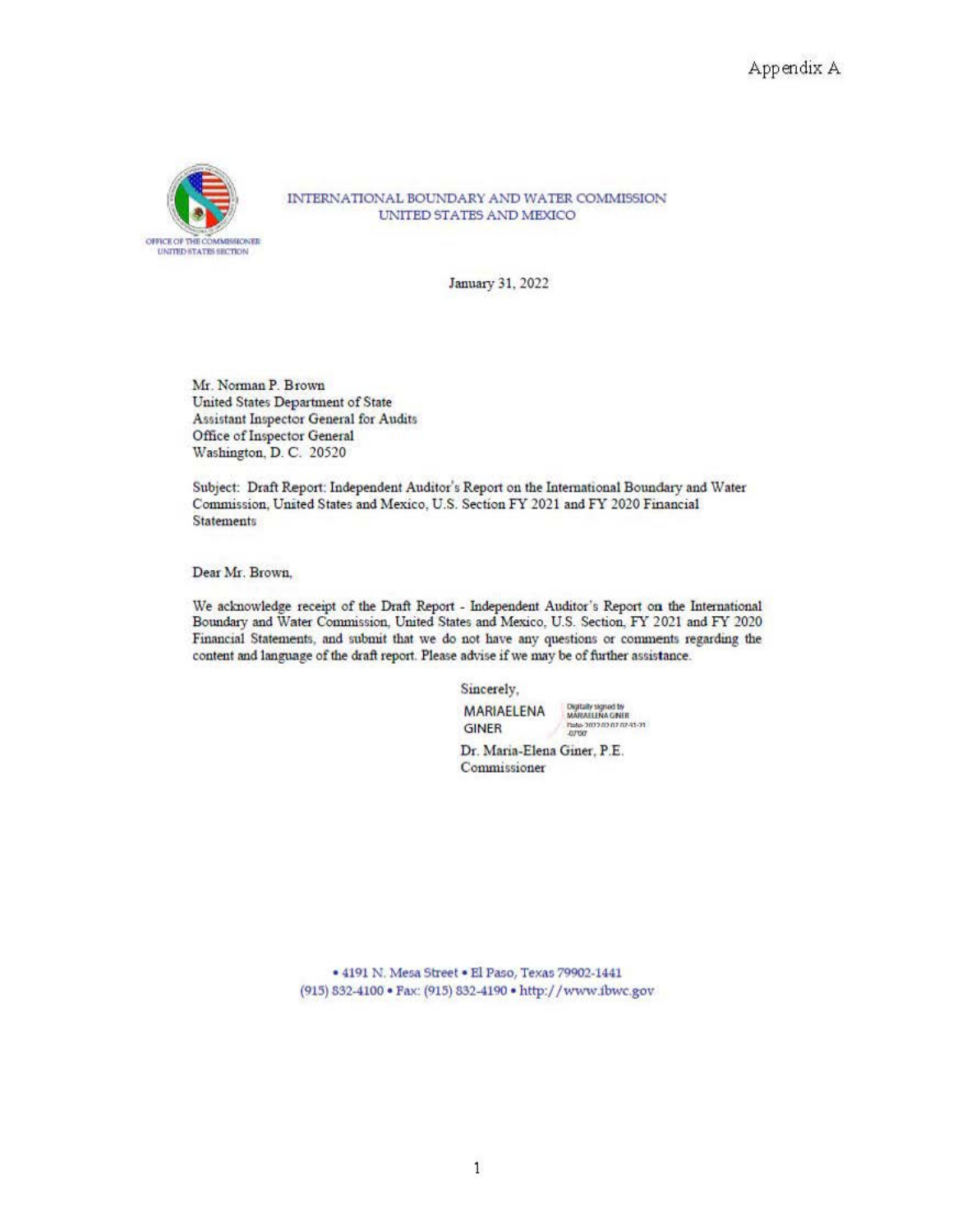Appendix A

OFFICE OF THE COMMISSIONER
UNITED STATES SECTION

INTERNATIONAL BOUNDARY AND WATER COMMISSION
UNITED STATES AND MEXICO

January 31, 2022

Mr. Norman P. Brown
United States Department of State
Assistant Inspector General for Audits
Office of Inspector General
Washington, D. C. 20520

Subject: Draft Report: Independent Auditor's Report on the International Boundary and Water Commission, United States and Mexico, U.S. Section FY 2021 and FY 2020 Financial Statements

Dear Mr. Brown,

We acknowledge receipt of the Draft Report - Independent Auditor's Report on the International Boundary and Water Commission, United States and Mexico, U.S. Section, FY 2021 and FY 2020 Financial Statements, and submit that we do not have any questions or comments regarding the content and language of the draft report. Please advise if we may be of further assistance.

Sincerely,

MARIAELENA GINER

Digitally signed by MARIAELENA GINER

Dr. Maria-Elena Giner, P.E.
Commissioner

• 4191 N. Mesa Street • El Paso, Texas 79902-1441
(915) 832-4100 • Fax: (915) 832-4190 • http://www.ibwc.gov